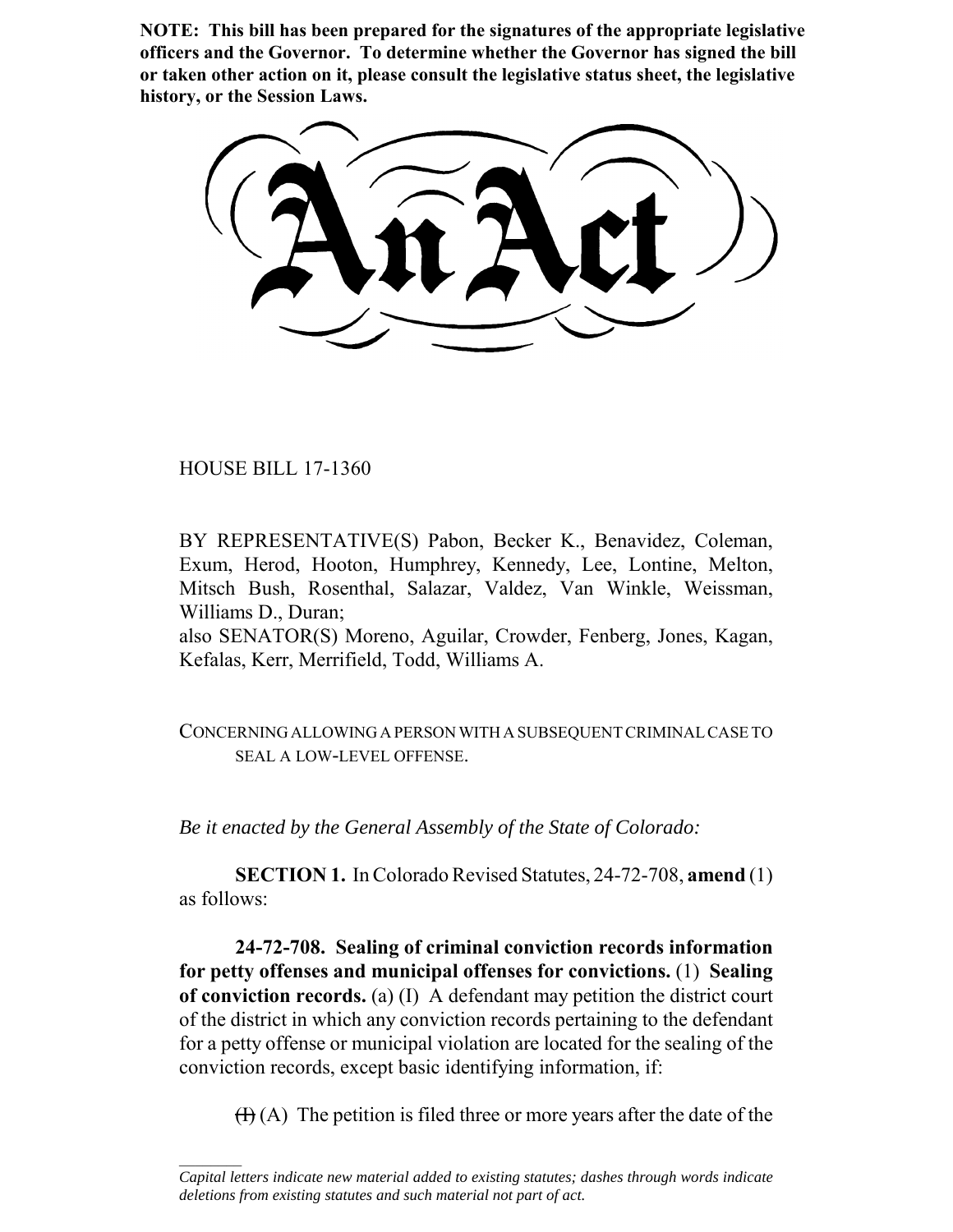**NOTE: This bill has been prepared for the signatures of the appropriate legislative officers and the Governor. To determine whether the Governor has signed the bill or taken other action on it, please consult the legislative status sheet, the legislative history, or the Session Laws.**

# An Act

HOUSE BILL 17-1360

BY REPRESENTATIVE(S) Pabon, Becker K., Benavidez, Coleman, Exum, Herod, Hooton, Humphrey, Kennedy, Lee, Lontine, Melton, Mitsch Bush, Rosenthal, Salazar, Valdez, Van Winkle, Weissman, Williams D., Duran;
also SENATOR(S) Moreno, Aguilar, Crowder, Fenberg, Jones, Kagan, Kefalas, Kerr, Merrifield, Todd, Williams A.

CONCERNING ALLOWING A PERSON WITH A SUBSEQUENT CRIMINAL CASE TO SEAL A LOW-LEVEL OFFENSE.

*Be it enacted by the General Assembly of the State of Colorado:*

**SECTION 1.** In Colorado Revised Statutes, 24-72-708, **amend** (1) as follows:

**24-72-708. Sealing of criminal conviction records information for petty offenses and municipal offenses for convictions.** (1) **Sealing of conviction records.** (a) (I) A defendant may petition the district court of the district in which any conviction records pertaining to the defendant for a petty offense or municipal violation are located for the sealing of the conviction records, except basic identifying information, if:

~~(I)~~ (A) The petition is filed three or more years after the date of the

---

*Capital letters indicate new material added to existing statutes; dashes through words indicate deletions from existing statutes and such material not part of act.*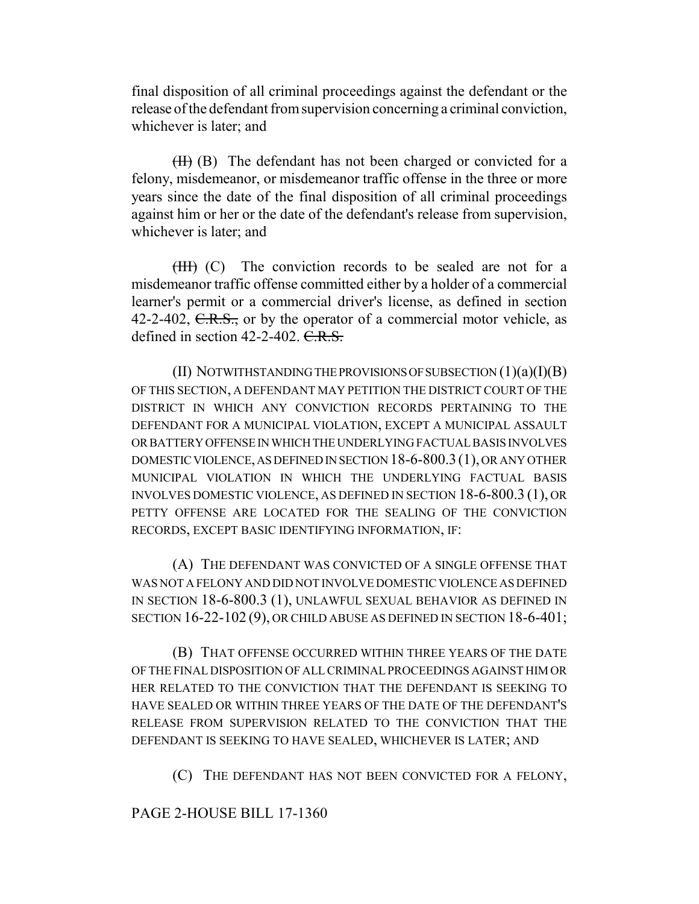final disposition of all criminal proceedings against the defendant or the release of the defendant from supervision concerning a criminal conviction, whichever is later; and

~~(II)~~ (B) The defendant has not been charged or convicted for a felony, misdemeanor, or misdemeanor traffic offense in the three or more years since the date of the final disposition of all criminal proceedings against him or her or the date of the defendant's release from supervision, whichever is later; and

~~(III)~~ (C) The conviction records to be sealed are not for a misdemeanor traffic offense committed either by a holder of a commercial learner's permit or a commercial driver's license, as defined in section 42-2-402, ~~C.R.S.,~~ or by the operator of a commercial motor vehicle, as defined in section 42-2-402. ~~C.R.S.~~

(II) NOTWITHSTANDING THE PROVISIONS OF SUBSECTION (1)(a)(I)(B) OF THIS SECTION, A DEFENDANT MAY PETITION THE DISTRICT COURT OF THE DISTRICT IN WHICH ANY CONVICTION RECORDS PERTAINING TO THE DEFENDANT FOR A MUNICIPAL VIOLATION, EXCEPT A MUNICIPAL ASSAULT OR BATTERY OFFENSE IN WHICH THE UNDERLYING FACTUAL BASIS INVOLVES DOMESTIC VIOLENCE, AS DEFINED IN SECTION 18-6-800.3 (1), OR ANY OTHER MUNICIPAL VIOLATION IN WHICH THE UNDERLYING FACTUAL BASIS INVOLVES DOMESTIC VIOLENCE, AS DEFINED IN SECTION 18-6-800.3 (1), OR PETTY OFFENSE ARE LOCATED FOR THE SEALING OF THE CONVICTION RECORDS, EXCEPT BASIC IDENTIFYING INFORMATION, IF:

(A) THE DEFENDANT WAS CONVICTED OF A SINGLE OFFENSE THAT WAS NOT A FELONY AND DID NOT INVOLVE DOMESTIC VIOLENCE AS DEFINED IN SECTION 18-6-800.3 (1), UNLAWFUL SEXUAL BEHAVIOR AS DEFINED IN SECTION 16-22-102 (9), OR CHILD ABUSE AS DEFINED IN SECTION 18-6-401;

(B) THAT OFFENSE OCCURRED WITHIN THREE YEARS OF THE DATE OF THE FINAL DISPOSITION OF ALL CRIMINAL PROCEEDINGS AGAINST HIM OR HER RELATED TO THE CONVICTION THAT THE DEFENDANT IS SEEKING TO HAVE SEALED OR WITHIN THREE YEARS OF THE DATE OF THE DEFENDANT'S RELEASE FROM SUPERVISION RELATED TO THE CONVICTION THAT THE DEFENDANT IS SEEKING TO HAVE SEALED, WHICHEVER IS LATER; AND

(C) THE DEFENDANT HAS NOT BEEN CONVICTED FOR A FELONY,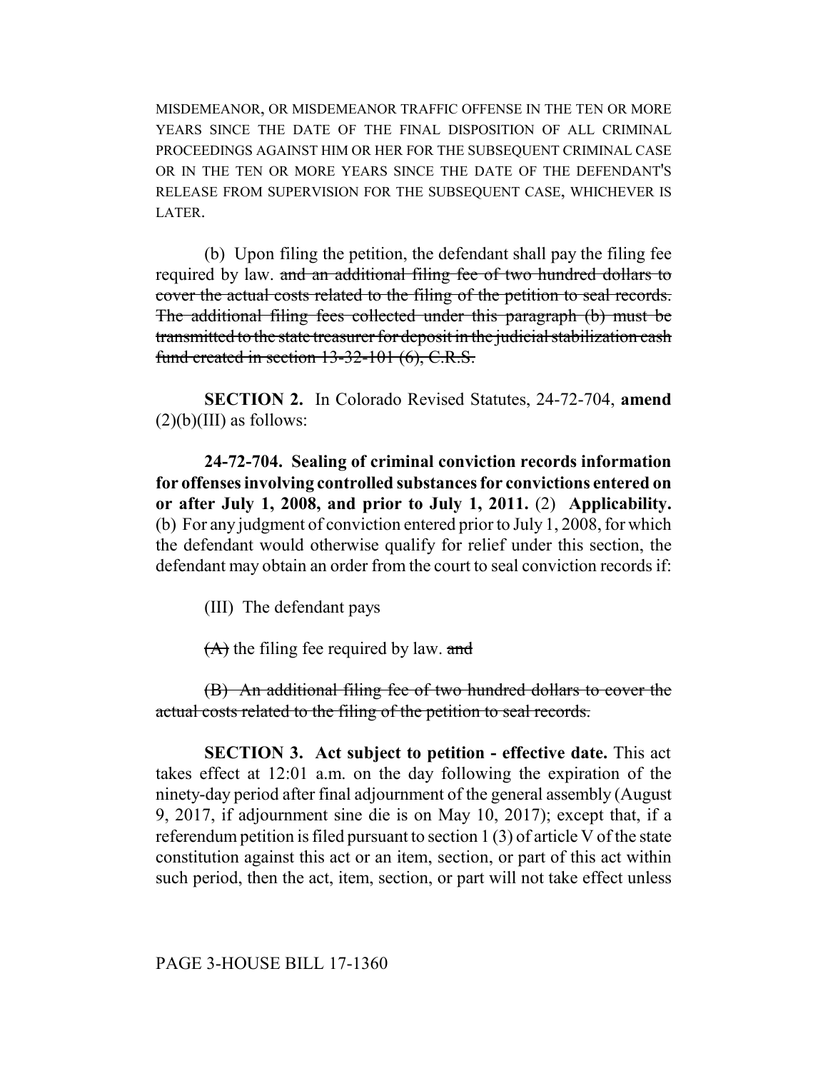MISDEMEANOR, OR MISDEMEANOR TRAFFIC OFFENSE IN THE TEN OR MORE YEARS SINCE THE DATE OF THE FINAL DISPOSITION OF ALL CRIMINAL PROCEEDINGS AGAINST HIM OR HER FOR THE SUBSEQUENT CRIMINAL CASE OR IN THE TEN OR MORE YEARS SINCE THE DATE OF THE DEFENDANT'S RELEASE FROM SUPERVISION FOR THE SUBSEQUENT CASE, WHICHEVER IS LATER.

(b) Upon filing the petition, the defendant shall pay the filing fee required by law. ~~and an additional filing fee of two hundred dollars to cover the actual costs related to the filing of the petition to seal records. The additional filing fees collected under this paragraph (b) must be transmitted to the state treasurer for deposit in the judicial stabilization cash fund created in section 13-32-101 (6), C.R.S.~~

**SECTION 2.** In Colorado Revised Statutes, 24-72-704, **amend** (2)(b)(III) as follows:

**24-72-704. Sealing of criminal conviction records information for offenses involving controlled substances for convictions entered on or after July 1, 2008, and prior to July 1, 2011.** (2) **Applicability.** (b) For any judgment of conviction entered prior to July 1, 2008, for which the defendant would otherwise qualify for relief under this section, the defendant may obtain an order from the court to seal conviction records if:

(III) The defendant pays

~~(A)~~ the filing fee required by law. ~~and~~

~~(B) An additional filing fee of two hundred dollars to cover the actual costs related to the filing of the petition to seal records.~~

**SECTION 3. Act subject to petition - effective date.** This act takes effect at 12:01 a.m. on the day following the expiration of the ninety-day period after final adjournment of the general assembly (August 9, 2017, if adjournment sine die is on May 10, 2017); except that, if a referendum petition is filed pursuant to section 1 (3) of article V of the state constitution against this act or an item, section, or part of this act within such period, then the act, item, section, or part will not take effect unless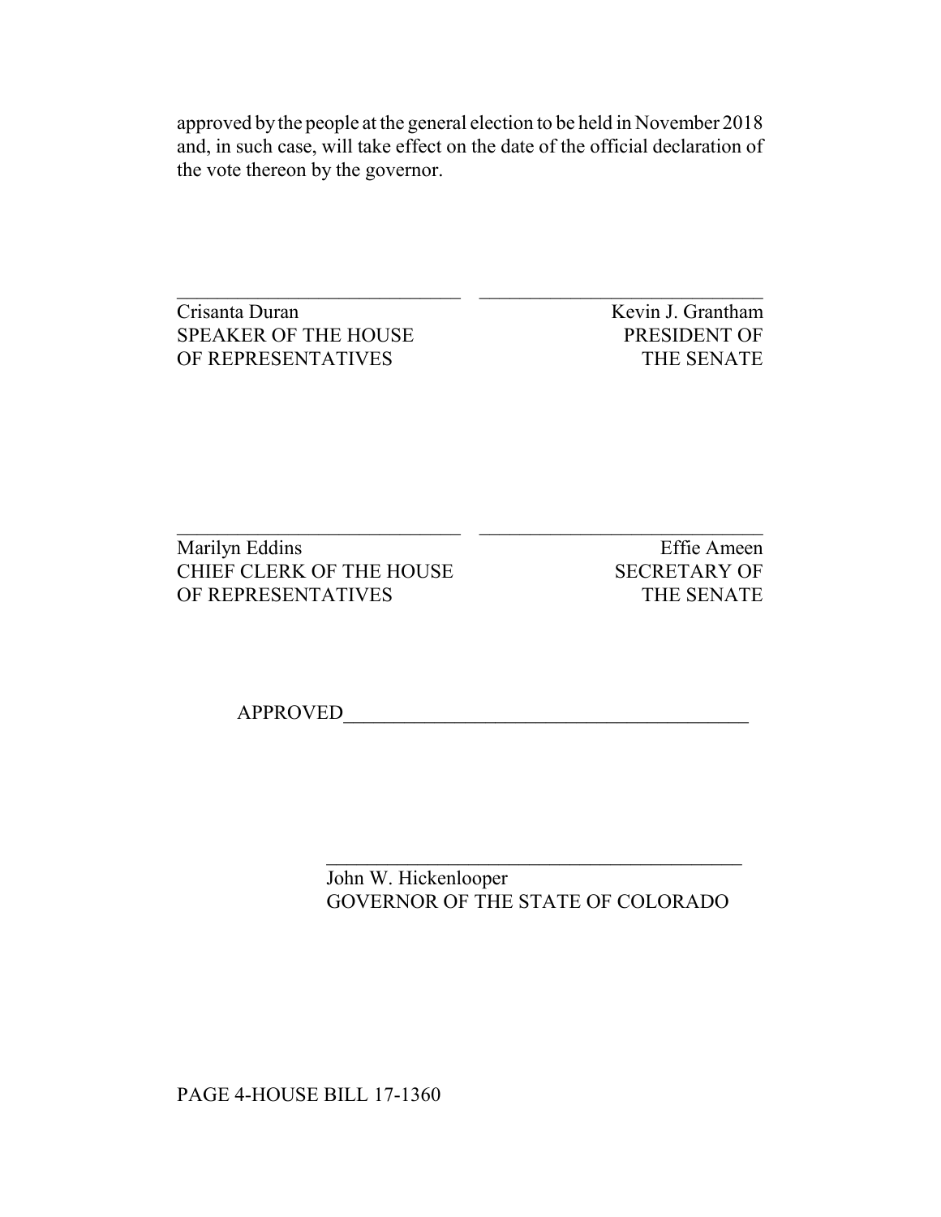approved by the people at the general election to be held in November 2018 and, in such case, will take effect on the date of the official declaration of the vote thereon by the governor.

____________________________
Crisanta Duran
SPEAKER OF THE HOUSE
OF REPRESENTATIVES

____________________________
Kevin J. Grantham
PRESIDENT OF
THE SENATE

____________________________
Marilyn Eddins
CHIEF CLERK OF THE HOUSE
OF REPRESENTATIVES

____________________________
Effie Ameen
SECRETARY OF
THE SENATE

APPROVED________________________________________

____________________________________________
John W. Hickenlooper
GOVERNOR OF THE STATE OF COLORADO

PAGE 4-HOUSE BILL 17-1360